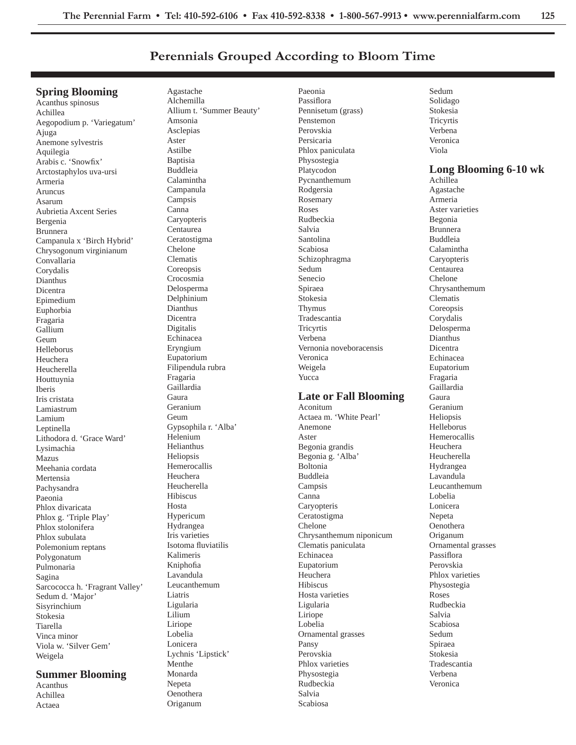# Perennials Grouped According to Bloom Time

## Spring Blooming

Acanthus spinosus
Achillea
Aegopodium p. 'Variegatum'
Ajuga
Anemone sylvestris
Aquilegia
Arabis c. 'Snowfix'
Arctostaphylos uva-ursi
Armeria
Aruncus
Asarum
Aubrietia Axcent Series
Bergenia
Brunnera
Campanula x 'Birch Hybrid'
Chrysogonum virginianum
Convallaria
Corydalis
Dianthus
Dicentra
Epimedium
Euphorbia
Fragaria
Gallium
Geum
Helleborus
Heuchera
Heucherella
Houttuynia
Iberis
Iris cristata
Lamiastrum
Lamium
Leptinella
Lithodora d. 'Grace Ward'
Lysimachia
Mazus
Meehania cordata
Mertensia
Pachysandra
Paeonia
Phlox divaricata
Phlox g. 'Triple Play'
Phlox stolonifera
Phlox subulata
Polemonium reptans
Polygonatum
Pulmonaria
Sagina
Sarcococca h. 'Fragrant Valley'
Sedum d. 'Major'
Sisyrinchium
Stokesia
Tiarella
Vinca minor
Viola w. 'Silver Gem'
Weigela

## Summer Blooming

Acanthus
Achillea
Actaea
Agastache
Alchemilla
Allium t. 'Summer Beauty'
Amsonia
Asclepias
Aster
Astilbe
Baptisia
Buddleia
Calamintha
Campanula
Campsis
Canna
Caryopteris
Centaurea
Ceratostigma
Chelone
Clematis
Coreopsis
Crocosmia
Delosperma
Delphinium
Dianthus
Dicentra
Digitalis
Echinacea
Eryngium
Eupatorium
Filipendula rubra
Fragaria
Gaillardia
Gaura
Geranium
Geum
Gypsophila r. 'Alba'
Helenium
Helianthus
Heliopsis
Hemerocallis
Heuchera
Heucherella
Hibiscus
Hosta
Hypericum
Hydrangea
Iris varieties
Isotoma fluviatilis
Kalimeris
Kniphofia
Lavandula
Leucanthemum
Liatris
Ligularia
Lilium
Liriope
Lobelia
Lonicera
Lychnis 'Lipstick'
Menthe
Monarda
Nepeta
Oenothera
Origanum
Paeonia
Passiflora
Pennisetum (grass)
Penstemon
Perovskia
Persicaria
Phlox paniculata
Physostegia
Platycodon
Pycnanthemum
Rodgersia
Rosemary
Roses
Rudbeckia
Salvia
Santolina
Scabiosa
Schizophragma
Sedum
Senecio
Spiraea
Stokesia
Thymus
Tradescantia
Tricyrtis
Verbena
Vernonia noveboracensis
Veronica
Weigela
Yucca

## Late or Fall Blooming

Aconitum
Actaea m. 'White Pearl'
Anemone
Aster
Begonia grandis
Begonia g. 'Alba'
Boltonia
Buddleia
Campsis
Canna
Caryopteris
Ceratostigma
Chelone
Chrysanthemum niponicum
Clematis paniculata
Echinacea
Eupatorium
Heuchera
Hibiscus
Hosta varieties
Ligularia
Liriope
Lobelia
Ornamental grasses
Pansy
Perovskia
Phlox varieties
Physostegia
Rudbeckia
Salvia
Scabiosa
Sedum
Solidago
Stokesia
Tricyrtis
Verbena
Veronica
Viola

## Long Blooming 6-10 wk

Achillea
Agastache
Armeria
Aster varieties
Begonia
Brunnera
Buddleia
Calamintha
Caryopteris
Centaurea
Chelone
Chrysanthemum
Clematis
Coreopsis
Corydalis
Delosperma
Dianthus
Dicentra
Echinacea
Eupatorium
Fragaria
Gaillardia
Gaura
Geranium
Heliopsis
Helleborus
Hemerocallis
Heuchera
Heucherella
Hydrangea
Lavandula
Leucanthemum
Lobelia
Lonicera
Nepeta
Oenothera
Origanum
Ornamental grasses
Passiflora
Perovskia
Phlox varieties
Physostegia
Roses
Rudbeckia
Salvia
Scabiosa
Sedum
Spiraea
Stokesia
Tradescantia
Verbena
Veronica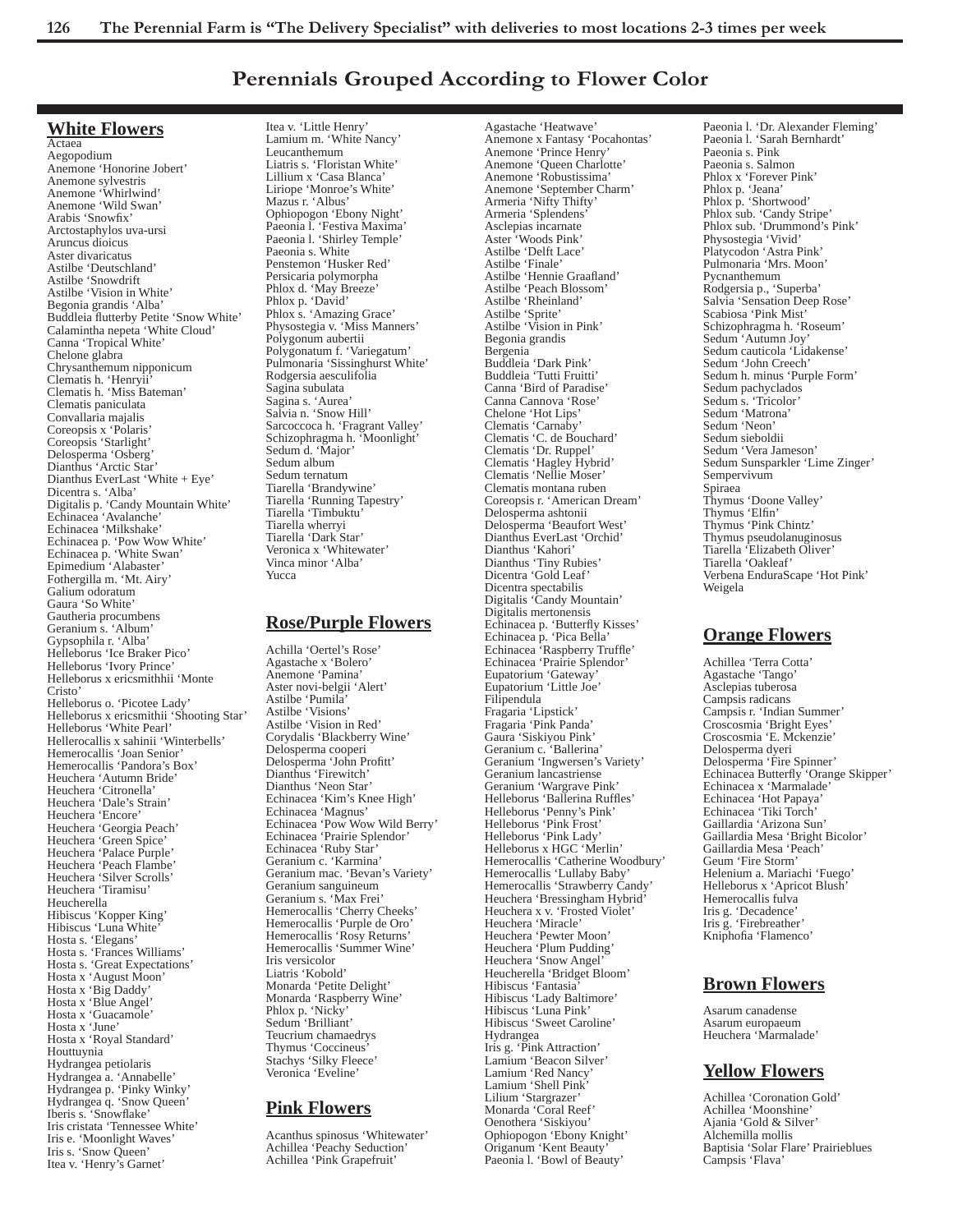# Perennials Grouped According to Flower Color

## White Flowers

Actaea
Aegopodium
Anemone 'Honorine Jobert'
Anemone sylvestris
Anemone 'Whirlwind'
Anemone 'Wild Swan'
Arabis 'Snowfix'
Arctostaphylos uva-ursi
Aruncus dioicus
Aster divaricatus
Astilbe 'Deutschland'
Astilbe 'Snowdrift
Astilbe 'Vision in White'
Begonia grandis 'Alba'
Buddleia flutterby Petite 'Snow White'
Calamintha nepeta 'White Cloud'
Canna 'Tropical White'
Chelone glabra
Chrysanthemum nipponicum
Clematis h. 'Henryii'
Clematis h. 'Miss Bateman'
Clematis paniculata
Convallaria majalis
Coreopsis x 'Polaris'
Coreopsis 'Starlight'
Delosperma 'Osberg'
Dianthus 'Arctic Star'
Dianthus EverLast 'White + Eye'
Dicentra s. 'Alba'
Digitalis p. 'Candy Mountain White'
Echinacea 'Avalanche'
Echinacea 'Milkshake'
Echinacea p. 'Pow Wow White'
Echinacea p. 'White Swan'
Epimedium 'Alabaster'
Fothergilla m. 'Mt. Airy'
Galium odoratum
Gaura 'So White'
Gautheria procumbens
Geranium s. 'Album'
Gypsophila r. 'Alba'
Helleborus 'Ice Braker Pico'
Helleborus 'Ivory Prince'
Helleborus x ericsmithhii 'Monte Cristo'
Helleborus o. 'Picotee Lady'
Helleborus x ericsmithii 'Shooting Star'
Helleborus 'White Pearl'
Hellerocallis x sahinii 'Winterbells'
Hemerocallis 'Joan Senior'
Hemerocallis 'Pandora's Box'
Heuchera 'Autumn Bride'
Heuchera 'Citronella'
Heuchera 'Dale's Strain'
Heuchera 'Encore'
Heuchera 'Georgia Peach'
Heuchera 'Green Spice'
Heuchera 'Palace Purple'
Heuchera 'Peach Flambe'
Heuchera 'Silver Scrolls'
Heuchera 'Tiramisu'
Heucherella
Hibiscus 'Kopper King'
Hibiscus 'Luna White'
Hosta s. 'Elegans'
Hosta s. 'Frances Williams'
Hosta s. 'Great Expectations'
Hosta x 'August Moon'
Hosta x 'Big Daddy'
Hosta x 'Blue Angel'
Hosta x 'Guacamole'
Hosta x 'June'
Hosta x 'Royal Standard'
Houttuynia
Hydrangea petiolaris
Hydrangea a. 'Annabelle'
Hydrangea p. 'Pinky Winky'
Hydrangea q. 'Snow Queen'
Iberis s. 'Snowflake'
Iris cristata 'Tennessee White'
Iris e. 'Moonlight Waves'
Iris s. 'Snow Queen'
Itea v. 'Henry's Garnet'
Itea v. 'Little Henry'
Lamium m. 'White Nancy'
Leucanthemum
Liatris s. 'Floristan White'
Lillium x 'Casa Blanca'
Liriope 'Monroe's White'
Mazus r. 'Albus'
Ophiopogon 'Ebony Night'
Paeonia l. 'Festiva Maxima'
Paeonia l. 'Shirley Temple'
Paeonia s. White
Penstemon 'Husker Red'
Persicaria polymorpha
Phlox d. 'May Breeze'
Phlox p. 'David'
Phlox s. 'Amazing Grace'
Physostegia v. 'Miss Manners'
Polygonum aubertii
Polygonatum f. 'Variegatum'
Pulmonaria 'Sissinghurst White'
Rodgersia aesculifolia
Sagina subulata
Sagina s. 'Aurea'
Salvia n. 'Snow Hill'
Sarcococca h. 'Fragrant Valley'
Schizophragma h. 'Moonlight'
Sedum d. 'Major'
Sedum album
Sedum ternatum
Tiarella 'Brandywine'
Tiarella 'Running Tapestry'
Tiarella 'Timbuktu'
Tiarella wherryi
Tiarella 'Dark Star'
Veronica x 'Whitewater'
Vinca minor 'Alba'
Yucca

## Rose/Purple Flowers

Achilla 'Oertel's Rose'
Agastache x 'Bolero'
Anemone 'Pamina'
Aster novi-belgii 'Alert'
Astilbe 'Pumila'
Astilbe 'Visions'
Astilbe 'Vision in Red'
Corydalis 'Blackberry Wine'
Delosperma cooperi
Delosperma 'John Profitt'
Dianthus 'Firewitch'
Dianthus 'Neon Star'
Echinacea 'Kim's Knee High'
Echinacea 'Magnus'
Echinacea 'Pow Wow Wild Berry'
Echinacea 'Prairie Splendor'
Echinacea 'Ruby Star'
Geranium c. 'Karmina'
Geranium mac. 'Bevan's Variety'
Geranium sanguineum
Geranium s. 'Max Frei'
Hemerocallis 'Cherry Cheeks'
Hemerocallis 'Purple de Oro'
Hemerocallis 'Rosy Returns'
Hemerocallis 'Summer Wine'
Iris versicolor
Liatris 'Kobold'
Monarda 'Petite Delight'
Monarda 'Raspberry Wine'
Phlox p. 'Nicky'
Sedum 'Brilliant'
Teucrium chamaedrys
Thymus 'Coccineus'
Stachys 'Silky Fleece'
Veronica 'Eveline'

## Pink Flowers

Acanthus spinosus 'Whitewater'
Achillea 'Peachy Seduction'
Achillea 'Pink Grapefruit'
Agastache 'Heatwave'
Anemone x Fantasy 'Pocahontas'
Anemone 'Prince Henry'
Anemone 'Queen Charlotte'
Anemone 'Robustissima'
Anemone 'September Charm'
Armeria 'Nifty Thifty'
Armeria 'Splendens'
Asclepias incarnate
Aster 'Woods Pink'
Astilbe 'Delft Lace'
Astilbe 'Finale'
Astilbe 'Hennie Graafland'
Astilbe 'Peach Blossom'
Astilbe 'Rheinland'
Astilbe 'Sprite'
Astilbe 'Vision in Pink'
Begonia grandis
Bergenia
Buddleia 'Dark Pink'
Buddleia 'Tutti Fruitti'
Canna 'Bird of Paradise'
Canna Cannova 'Rose'
Chelone 'Hot Lips'
Clematis 'Carnaby'
Clematis 'C. de Bouchard'
Clematis 'Dr. Ruppel'
Clematis 'Hagley Hybrid'
Clematis 'Nellie Moser'
Clematis montana ruben
Coreopsis r. 'American Dream'
Delosperma ashtonii
Delosperma 'Beaufort West'
Dianthus EverLast 'Orchid'
Dianthus 'Kahori'
Dianthus 'Tiny Rubies'
Dicentra 'Gold Leaf'
Dicentra spectabilis
Digitalis 'Candy Mountain'
Digitalis mertonensis
Echinacea p. 'Butterfly Kisses'
Echinacea p. 'Pica Bella'
Echinacea 'Raspberry Truffle'
Echinacea 'Prairie Splendor'
Eupatorium 'Gateway'
Eupatorium 'Little Joe'
Filipendula
Fragaria 'Lipstick'
Fragaria 'Pink Panda'
Gaura 'Siskiyou Pink'
Geranium c. 'Ballerina'
Geranium 'Ingwersen's Variety'
Geranium lancastriense
Geranium 'Wargrave Pink'
Helleborus 'Ballerina Ruffles'
Helleborus 'Penny's Pink'
Helleborus 'Pink Frost'
Helleborus 'Pink Lady'
Helleborus x HGC 'Merlin'
Hemerocallis 'Catherine Woodbury'
Hemerocallis 'Lullaby Baby'
Hemerocallis 'Strawberry Candy'
Heuchera 'Bressingham Hybrid'
Heuchera x v. 'Frosted Violet'
Heuchera 'Miracle'
Heuchera 'Pewter Moon'
Heuchera 'Plum Pudding'
Heuchera 'Snow Angel'
Heucherella 'Bridget Bloom'
Hibiscus 'Fantasia'
Hibiscus 'Lady Baltimore'
Hibiscus 'Luna Pink'
Hibiscus 'Sweet Caroline'
Hydrangea
Iris g. 'Pink Attraction'
Lamium 'Beacon Silver'
Lamium 'Red Nancy'
Lamium 'Shell Pink'
Lilium 'Stargrazer'
Monarda 'Coral Reef'
Oenothera 'Siskiyou'
Ophiopogon 'Ebony Knight'
Origanum 'Kent Beauty'
Paeonia l. 'Bowl of Beauty'
Paeonia l. 'Dr. Alexander Fleming'
Paeonia l. 'Sarah Bernhardt'
Paeonia s. Pink
Paeonia s. Salmon
Phlox x 'Forever Pink'
Phlox p. 'Jeana'
Phlox p. 'Shortwood'
Phlox sub. 'Candy Stripe'
Phlox sub. 'Drummond's Pink'
Physostegia 'Vivid'
Platycodon 'Astra Pink'
Pulmonaria 'Mrs. Moon'
Pycnanthemum
Rodgersia p., 'Superba'
Salvia 'Sensation Deep Rose'
Scabiosa 'Pink Mist'
Schizophragma h. 'Roseum'
Sedum 'Autumn Joy'
Sedum cauticola 'Lidakense'
Sedum 'John Creech'
Sedum h. minus 'Purple Form'
Sedum pachyclados
Sedum s. 'Tricolor'
Sedum 'Matrona'
Sedum 'Neon'
Sedum sieboldii
Sedum 'Vera Jameson'
Sedum Sunsparkler 'Lime Zinger'
Sempervivum
Spiraea
Thymus 'Doone Valley'
Thymus 'Elfin'
Thymus 'Pink Chintz'
Thymus pseudolanuginosus
Tiarella 'Elizabeth Oliver'
Tiarella 'Oakleaf'
Verbena EnduraScape 'Hot Pink'
Weigela

## Orange Flowers

Achillea 'Terra Cotta'
Agastache 'Tango'
Asclepias tuberosa
Campsis radicans
Campsis r. 'Indian Summer'
Croscosmia 'Bright Eyes'
Croscosmia 'E. Mckenzie'
Delosperma dyeri
Delosperma 'Fire Spinner'
Echinacea Butterfly 'Orange Skipper'
Echinacea x 'Marmalade'
Echinacea 'Hot Papaya'
Echinacea 'Tiki Torch'
Gaillardia 'Arizona Sun'
Gaillardia Mesa 'Bright Bicolor'
Gaillardia Mesa 'Peach'
Geum 'Fire Storm'
Helenium a. Mariachi 'Fuego'
Helleborus x 'Apricot Blush'
Hemerocallis fulva
Iris g. 'Decadence'
Iris g. 'Firebreather'
Kniphofia 'Flamenco'

## Brown Flowers

Asarum canadense
Asarum europaeum
Heuchera 'Marmalade'

## Yellow Flowers

Achillea 'Coronation Gold'
Achillea 'Moonshine'
Ajania 'Gold & Silver'
Alchemilla mollis
Baptisia 'Solar Flare' Prairieblues
Campsis 'Flava'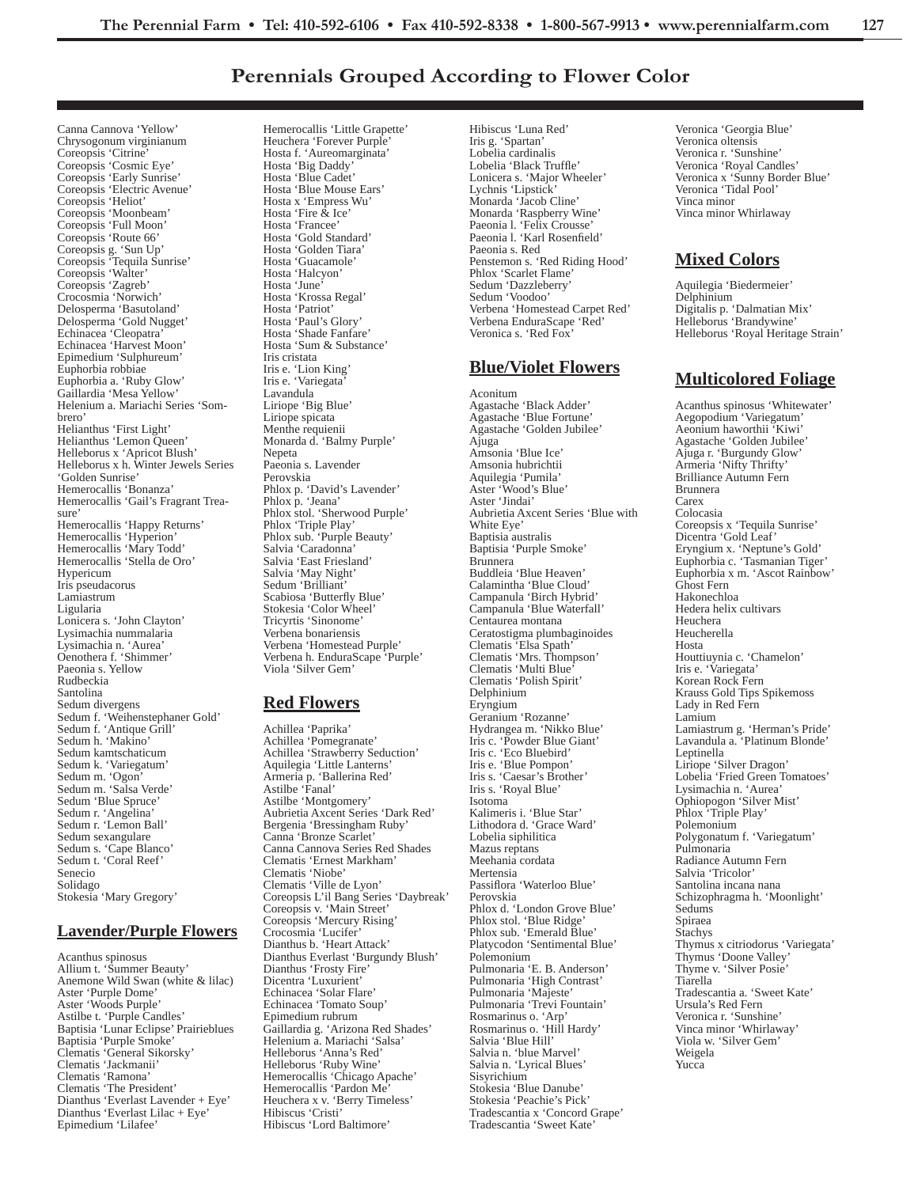# Perennials Grouped According to Flower Color

Canna Cannova 'Yellow'
Chrysogonum virginianum
Coreopsis 'Citrine'
Coreopsis 'Cosmic Eye'
Coreopsis 'Early Sunrise'
Coreopsis 'Electric Avenue'
Coreopsis 'Heliot'
Coreopsis 'Moonbeam'
Coreopsis 'Full Moon'
Coreopsis 'Route 66'
Coreopsis g. 'Sun Up'
Coreopsis 'Tequila Sunrise'
Coreopsis 'Walter'
Coreopsis 'Zagreb'
Crocosmia 'Norwich'
Delosperma 'Basutoland'
Delosperma 'Gold Nugget'
Echinacea 'Cleopatra'
Echinacea 'Harvest Moon'
Epimedium 'Sulphureum'
Euphorbia robbiae
Euphorbia a. 'Ruby Glow'
Gaillardia 'Mesa Yellow'
Helenium a. Mariachi Series 'Sombrero'
Helianthus 'First Light'
Helianthus 'Lemon Queen'
Helleborus x 'Apricot Blush'
Helleborus x h. Winter Jewels Series 'Golden Sunrise'
Hemerocallis 'Bonanza'
Hemerocallis 'Gail's Fragrant Treasure'
Hemerocallis 'Happy Returns'
Hemerocallis 'Hyperion'
Hemerocallis 'Mary Todd'
Hemerocallis 'Stella de Oro'
Hypericum
Iris pseudacorus
Lamiastrum
Ligularia
Lonicera s. 'John Clayton'
Lysimachia nummalaria
Lysimachia n. 'Aurea'
Oenothera f. 'Shimmer'
Paeonia s. Yellow
Rudbeckia
Santolina
Sedum divergens
Sedum f. 'Weihenstephaner Gold'
Sedum f. 'Antique Grill'
Sedum h. 'Makino'
Sedum kamtschaticum
Sedum k. 'Variegatum'
Sedum m. 'Ogon'
Sedum m. 'Salsa Verde'
Sedum 'Blue Spruce'
Sedum r. 'Angelina'
Sedum r. 'Lemon Ball'
Sedum sexangulare
Sedum s. 'Cape Blanco'
Sedum t. 'Coral Reef'
Senecio
Solidago
Stokesia 'Mary Gregory'

## Lavender/Purple Flowers

Acanthus spinosus
Allium t. 'Summer Beauty'
Anemone Wild Swan (white & lilac)
Aster 'Purple Dome'
Aster 'Woods Purple'
Astilbe t. 'Purple Candles'
Baptisia 'Lunar Eclipse' Prairieblues
Baptisia 'Purple Smoke'
Clematis 'General Sikorsky'
Clematis 'Jackmanii'
Clematis 'Ramona'
Clematis 'The President'
Dianthus 'Everlast Lavender + Eye'
Dianthus 'Everlast Lilac + Eye'
Epimedium 'Lilafee'
Hemerocallis 'Little Grapette'
Heuchera 'Forever Purple'
Hosta f. 'Aureomarginata'
Hosta 'Big Daddy'
Hosta 'Blue Cadet'
Hosta 'Blue Mouse Ears'
Hosta x 'Empress Wu'
Hosta 'Fire & Ice'
Hosta 'Francee'
Hosta 'Gold Standard'
Hosta 'Golden Tiara'
Hosta 'Guacamole'
Hosta 'Halcyon'
Hosta 'June'
Hosta 'Krossa Regal'
Hosta 'Patriot'
Hosta 'Paul's Glory'
Hosta 'Shade Fanfare'
Hosta 'Sum & Substance'
Iris cristata
Iris e. 'Lion King'
Iris e. 'Variegata'
Lavandula
Liriope 'Big Blue'
Liriope spicata
Menthe requienii
Monarda d. 'Balmy Purple'
Nepeta
Paeonia s. Lavender
Perovskia
Phlox p. 'David's Lavender'
Phlox p. 'Jeana'
Phlox stol. 'Sherwood Purple'
Phlox 'Triple Play'
Phlox sub. 'Purple Beauty'
Salvia 'Caradonna'
Salvia 'East Friesland'
Salvia 'May Night'
Sedum 'Brilliant'
Scabiosa 'Butterfly Blue'
Stokesia 'Color Wheel'
Tricyrtis 'Sinonome'
Verbena bonariensis
Verbena 'Homestead Purple'
Verbena h. EnduraScape 'Purple'
Viola 'Silver Gem'

## Red Flowers

Achillea 'Paprika'
Achillea 'Pomegranate'
Achillea 'Strawberry Seduction'
Aquilegia 'Little Lanterns'
Armeria p. 'Ballerina Red'
Astilbe 'Fanal'
Astilbe 'Montgomery'
Aubrietia Axcent Series 'Dark Red'
Bergenia 'Bressingham Ruby'
Canna 'Bronze Scarlet'
Canna Cannova Series Red Shades
Clematis 'Ernest Markham'
Clematis 'Niobe'
Clematis 'Ville de Lyon'
Coreopsis L'il Bang Series 'Daybreak'
Coreopsis v. 'Main Street'
Coreopsis 'Mercury Rising'
Crocosmia 'Lucifer'
Dianthus b. 'Heart Attack'
Dianthus Everlast 'Burgundy Blush'
Dianthus 'Frosty Fire'
Dicentra 'Luxurient'
Echinacea 'Solar Flare'
Echinacea 'Tomato Soup'
Epimedium rubrum
Gaillardia g. 'Arizona Red Shades'
Helenium a. Mariachi 'Salsa'
Helleborus 'Anna's Red'
Helleborus 'Ruby Wine'
Hemerocallis 'Chicago Apache'
Hemerocallis 'Pardon Me'
Heuchera x v. 'Berry Timeless'
Hibiscus 'Cristi'
Hibiscus 'Lord Baltimore'
Hibiscus 'Luna Red'
Iris g. 'Spartan'
Lobelia cardinalis
Lobelia 'Black Truffle'
Lonicera s. 'Major Wheeler'
Lychnis 'Lipstick'
Monarda 'Jacob Cline'
Monarda 'Raspberry Wine'
Paeonia l. 'Felix Crousse'
Paeonia l. 'Karl Rosenfield'
Paeonia s. Red
Penstemon s. 'Red Riding Hood'
Phlox 'Scarlet Flame'
Sedum 'Dazzleberry'
Sedum 'Voodoo'
Verbena 'Homestead Carpet Red'
Verbena EnduraScape 'Red'
Veronica s. 'Red Fox'

## Blue/Violet Flowers

Aconitum
Agastache 'Black Adder'
Agastache 'Blue Fortune'
Agastache 'Golden Jubilee'
Ajuga
Amsonia 'Blue Ice'
Amsonia hubrichtii
Aquilegia 'Pumila'
Aster 'Wood's Blue'
Aster 'Jindai'
Aubrietia Axcent Series 'Blue with White Eye'
Baptisia australis
Baptisia 'Purple Smoke'
Brunnera
Buddleia 'Blue Heaven'
Calamintha 'Blue Cloud'
Campanula 'Birch Hybrid'
Campanula 'Blue Waterfall'
Centaurea montana
Ceratostigma plumbaginoides
Clematis 'Elsa Spath'
Clematis 'Mrs. Thompson'
Clematis 'Multi Blue'
Clematis 'Polish Spirit'
Delphinium
Eryngium
Geranium 'Rozanne'
Hydrangea m. 'Nikko Blue'
Iris c. 'Powder Blue Giant'
Iris c. 'Eco Bluebird'
Iris e. 'Blue Pompon'
Iris s. 'Caesar's Brother'
Iris s. 'Royal Blue'
Isotoma
Kalimeris i. 'Blue Star'
Lithodora d. 'Grace Ward'
Lobelia siphilitica
Mazus reptans
Meehania cordata
Mertensia
Passiflora 'Waterloo Blue'
Perovskia
Phlox d. 'London Grove Blue'
Phlox stol. 'Blue Ridge'
Phlox sub. 'Emerald Blue'
Platycodon 'Sentimental Blue'
Polemonium
Pulmonaria 'E. B. Anderson'
Pulmonaria 'High Contrast'
Pulmonaria 'Majeste'
Pulmonaria 'Trevi Fountain'
Rosmarinus o. 'Arp'
Rosmarinus o. 'Hill Hardy'
Salvia 'Blue Hill'
Salvia n. 'blue Marvel'
Salvia n. 'Lyrical Blues'
Sisyrichium
Stokesia 'Blue Danube'
Stokesia 'Peachie's Pick'
Tradescantia x 'Concord Grape'
Tradescantia 'Sweet Kate'
Veronica 'Georgia Blue'
Veronica oltensis
Veronica r. 'Sunshine'
Veronica 'Royal Candles'
Veronica x 'Sunny Border Blue'
Veronica 'Tidal Pool'
Vinca minor
Vinca minor Whirlaway

## Mixed Colors

Aquilegia 'Biedermeier'
Delphinium
Digitalis p. 'Dalmatian Mix'
Helleborus 'Brandywine'
Helleborus 'Royal Heritage Strain'

## Multicolored Foliage

Acanthus spinosus 'Whitewater'
Aegopodium 'Variegatum'
Aeonium haworthii 'Kiwi'
Agastache 'Golden Jubilee'
Ajuga r. 'Burgundy Glow'
Armeria 'Nifty Thrifty'
Brilliance Autumn Fern
Brunnera
Carex
Colocasia
Coreopsis x 'Tequila Sunrise'
Dicentra 'Gold Leaf'
Eryngium x. 'Neptune's Gold'
Euphorbia c. 'Tasmanian Tiger'
Euphorbia x m. 'Ascot Rainbow'
Ghost Fern
Hakonechloa
Hedera helix cultivars
Heuchera
Heucherella
Hosta
Houttiuynia c. 'Chamelon'
Iris e. 'Variegata'
Korean Rock Fern
Krauss Gold Tips Spikemoss
Lady in Red Fern
Lamium
Lamiastrum g. 'Herman's Pride'
Lavandula a. 'Platinum Blonde'
Leptinella
Liriope 'Silver Dragon'
Lobelia 'Fried Green Tomatoes'
Lysimachia n. 'Aurea'
Ophiopogon 'Silver Mist'
Phlox 'Triple Play'
Polemonium
Polygonatum f. 'Variegatum'
Pulmonaria
Radiance Autumn Fern
Salvia 'Tricolor'
Santolina incana nana
Schizophragma h. 'Moonlight'
Sedums
Spiraea
Stachys
Thymus x citriodorus 'Variegata'
Thymus 'Doone Valley'
Thyme v. 'Silver Posie'
Tiarella
Tradescantia a. 'Sweet Kate'
Ursula's Red Fern
Veronica r. 'Sunshine'
Vinca minor 'Whirlaway'
Viola w. 'Silver Gem'
Weigela
Yucca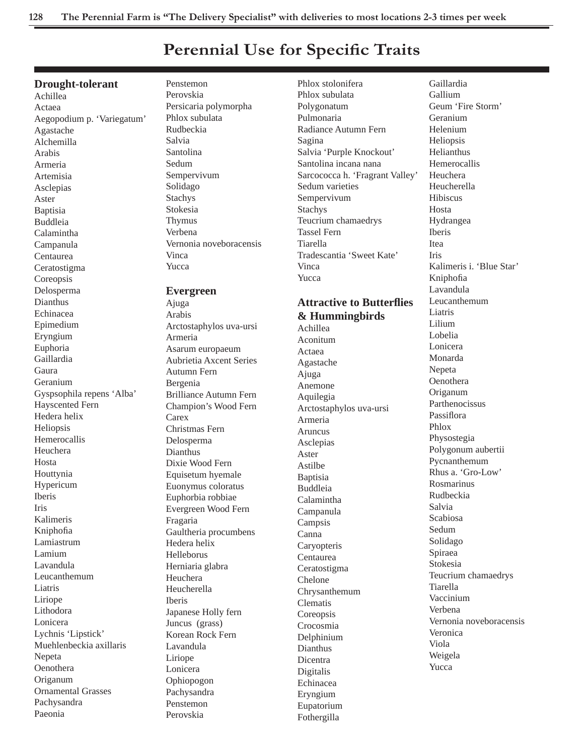# Perennial Use for Specific Traits

## Drought-tolerant

Achillea
Actaea
Aegopodium p. 'Variegatum'
Agastache
Alchemilla
Arabis
Armeria
Artemisia
Asclepias
Aster
Baptisia
Buddleia
Calamintha
Campanula
Centaurea
Ceratostigma
Coreopsis
Delosperma
Dianthus
Echinacea
Epimedium
Eryngium
Euphoria
Gaillardia
Gaura
Geranium
Gyspsophila repens 'Alba'
Hayscented Fern
Hedera helix
Heliopsis
Hemerocallis
Heuchera
Hosta
Houttynia
Hypericum
Iberis
Iris
Kalimeris
Kniphofia
Lamiastrum
Lamium
Lavandula
Leucanthemum
Liatris
Liriope
Lithodora
Lonicera
Lychnis 'Lipstick'
Muehlenbeckia axillaris
Nepeta
Oenothera
Origanum
Ornamental Grasses
Pachysandra
Paeonia
Penstemon
Perovskia
Persicaria polymorpha
Phlox subulata
Rudbeckia
Salvia
Santolina
Sedum
Sempervivum
Solidago
Stachys
Stokesia
Thymus
Verbena
Vernonia noveboracensis
Vinca
Yucca

## Evergreen

Ajuga
Arabis
Arctostaphylos uva-ursi
Armeria
Asarum europaeum
Aubrietia Axcent Series
Autumn Fern
Bergenia
Brilliance Autumn Fern
Champion's Wood Fern
Carex
Christmas Fern
Delosperma
Dianthus
Dixie Wood Fern
Equisetum hyemale
Euonymus coloratus
Euphorbia robbiae
Evergreen Wood Fern
Fragaria
Gaultheria procumbens
Hedera helix
Helleborus
Herniaria glabra
Heuchera
Heucherella
Iberis
Japanese Holly fern
Juncus (grass)
Korean Rock Fern
Lavandula
Liriope
Lonicera
Ophiopogon
Pachysandra
Penstemon
Perovskia
Phlox stolonifera
Phlox subulata
Polygonatum
Pulmonaria
Radiance Autumn Fern
Sagina
Salvia 'Purple Knockout'
Santolina incana nana
Sarcococca h. 'Fragrant Valley'
Sedum varieties
Sempervivum
Stachys
Teucrium chamaedrys
Tassel Fern
Tiarella
Tradescantia 'Sweet Kate'
Vinca
Yucca

## Attractive to Butterflies & Hummingbirds

Achillea
Aconitum
Actaea
Agastache
Ajuga
Anemone
Aquilegia
Arctostaphylos uva-ursi
Armeria
Aruncus
Asclepias
Aster
Astilbe
Baptisia
Buddleia
Calamintha
Campanula
Campsis
Canna
Caryopteris
Centaurea
Ceratostigma
Chelone
Chrysanthemum
Clematis
Coreopsis
Crocosmia
Delphinium
Dianthus
Dicentra
Digitalis
Echinacea
Eryngium
Eupatorium
Fothergilla
Gaillardia
Gallium
Geum 'Fire Storm'
Geranium
Helenium
Heliopsis
Helianthus
Hemerocallis
Heuchera
Heucherella
Hibiscus
Hosta
Hydrangea
Iberis
Itea
Iris
Kalimeris i. 'Blue Star'
Kniphofia
Lavandula
Leucanthemum
Liatris
Lilium
Lobelia
Lonicera
Monarda
Nepeta
Oenothera
Origanum
Parthenocissus
Passiflora
Phlox
Physostegia
Polygonum aubertii
Pycnanthemum
Rhus a. 'Gro-Low'
Rosmarinus
Rudbeckia
Salvia
Scabiosa
Sedum
Solidago
Spiraea
Stokesia
Teucrium chamaedrys
Tiarella
Vaccinium
Verbena
Vernonia noveboracensis
Veronica
Viola
Weigela
Yucca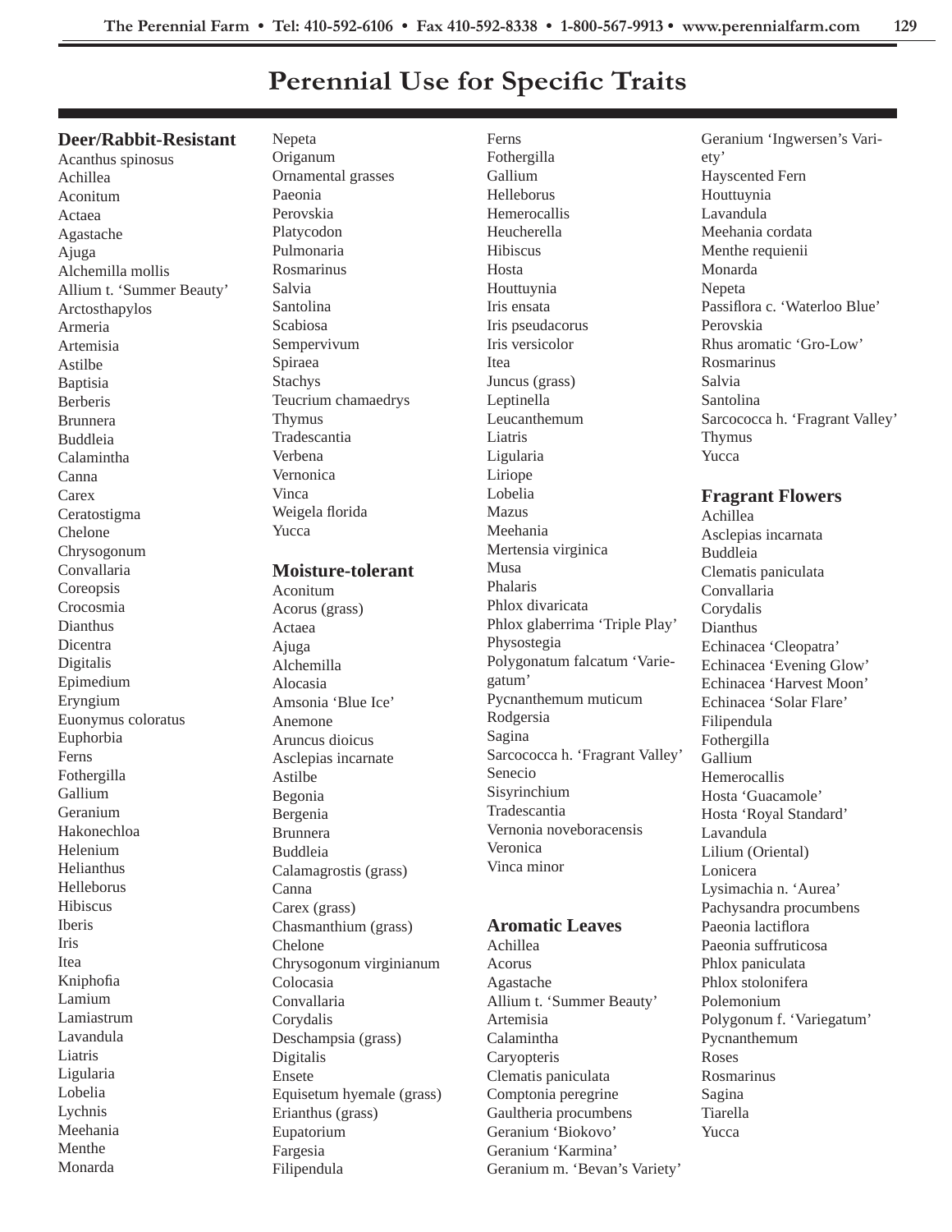# Perennial Use for Specific Traits

### Deer/Rabbit-Resistant

Acanthus spinosus
Achillea
Aconitum
Actaea
Agastache
Ajuga
Alchemilla mollis
Allium t. 'Summer Beauty'
Arctosthapylos
Armeria
Artemisia
Astilbe
Baptisia
Berberis
Brunnera
Buddleia
Calamintha
Canna
Carex
Ceratostigma
Chelone
Chrysogonum
Convallaria
Coreopsis
Crocosmia
Dianthus
Dicentra
Digitalis
Epimedium
Eryngium
Euonymus coloratus
Euphorbia
Ferns
Fothergilla
Gallium
Geranium
Hakonechloa
Helenium
Helianthus
Helleborus
Hibiscus
Iberis
Iris
Itea
Kniphofia
Lamium
Lamiastrum
Lavandula
Liatris
Ligularia
Lobelia
Lychnis
Meehania
Menthe
Monarda
Nepeta
Origanum
Ornamental grasses
Paeonia
Perovskia
Platycodon
Pulmonaria
Rosmarinus
Salvia
Santolina
Scabiosa
Sempervivum
Spiraea
Stachys
Teucrium chamaedrys
Thymus
Tradescantia
Verbena
Vernonica
Vinca
Weigela florida
Yucca

### Moisture-tolerant

Aconitum
Acorus (grass)
Actaea
Ajuga
Alchemilla
Alocasia
Amsonia 'Blue Ice'
Anemone
Aruncus dioicus
Asclepias incarnate
Astilbe
Begonia
Bergenia
Brunnera
Buddleia
Calamagrostis (grass)
Canna
Carex (grass)
Chasmanthium (grass)
Chelone
Chrysogonum virginianum
Colocasia
Convallaria
Corydalis
Deschampsia (grass)
Digitalis
Ensete
Equisetum hyemale (grass)
Erianthus (grass)
Eupatorium
Fargesia
Filipendula
Ferns
Fothergilla
Gallium
Helleborus
Hemerocallis
Heucherella
Hibiscus
Hosta
Houttuynia
Iris ensata
Iris pseudacorus
Iris versicolor
Itea
Juncus (grass)
Leptinella
Leucanthemum
Liatris
Ligularia
Liriope
Lobelia
Mazus
Meehania
Mertensia virginica
Musa
Phalaris
Phlox divaricata
Phlox glaberrima 'Triple Play'
Physostegia
Polygonatum falcatum 'Variegatum'
Pycnanthemum muticum
Rodgersia
Sagina
Sarcococca h. 'Fragrant Valley'
Senecio
Sisyrinchium
Tradescantia
Vernonia noveboracensis
Veronica
Vinca minor

### Aromatic Leaves

Achillea
Acorus
Agastache
Allium t. 'Summer Beauty'
Artemisia
Calamintha
Caryopteris
Clematis paniculata
Comptonia peregrine
Gaultheria procumbens
Geranium 'Biokovo'
Geranium 'Karmina'
Geranium m. 'Bevan's Variety'
Geranium 'Ingwersen's Variety'
Hayscented Fern
Houttuynia
Lavandula
Meehania cordata
Menthe requienii
Monarda
Nepeta
Passiflora c. 'Waterloo Blue'
Perovskia
Rhus aromatic 'Gro-Low'
Rosmarinus
Salvia
Santolina
Sarcococca h. 'Fragrant Valley'
Thymus
Yucca

### Fragrant Flowers

Achillea
Asclepias incarnata
Buddleia
Clematis paniculata
Convallaria
Corydalis
Dianthus
Echinacea 'Cleopatra'
Echinacea 'Evening Glow'
Echinacea 'Harvest Moon'
Echinacea 'Solar Flare'
Filipendula
Fothergilla
Gallium
Hemerocallis
Hosta 'Guacamole'
Hosta 'Royal Standard'
Lavandula
Lilium (Oriental)
Lonicera
Lysimachia n. 'Aurea'
Pachysandra procumbens
Paeonia lactiflora
Paeonia suffruticosa
Phlox paniculata
Phlox stolonifera
Polemonium
Polygonum f. 'Variegatum'
Pycnanthemum
Roses
Rosmarinus
Sagina
Tiarella
Yucca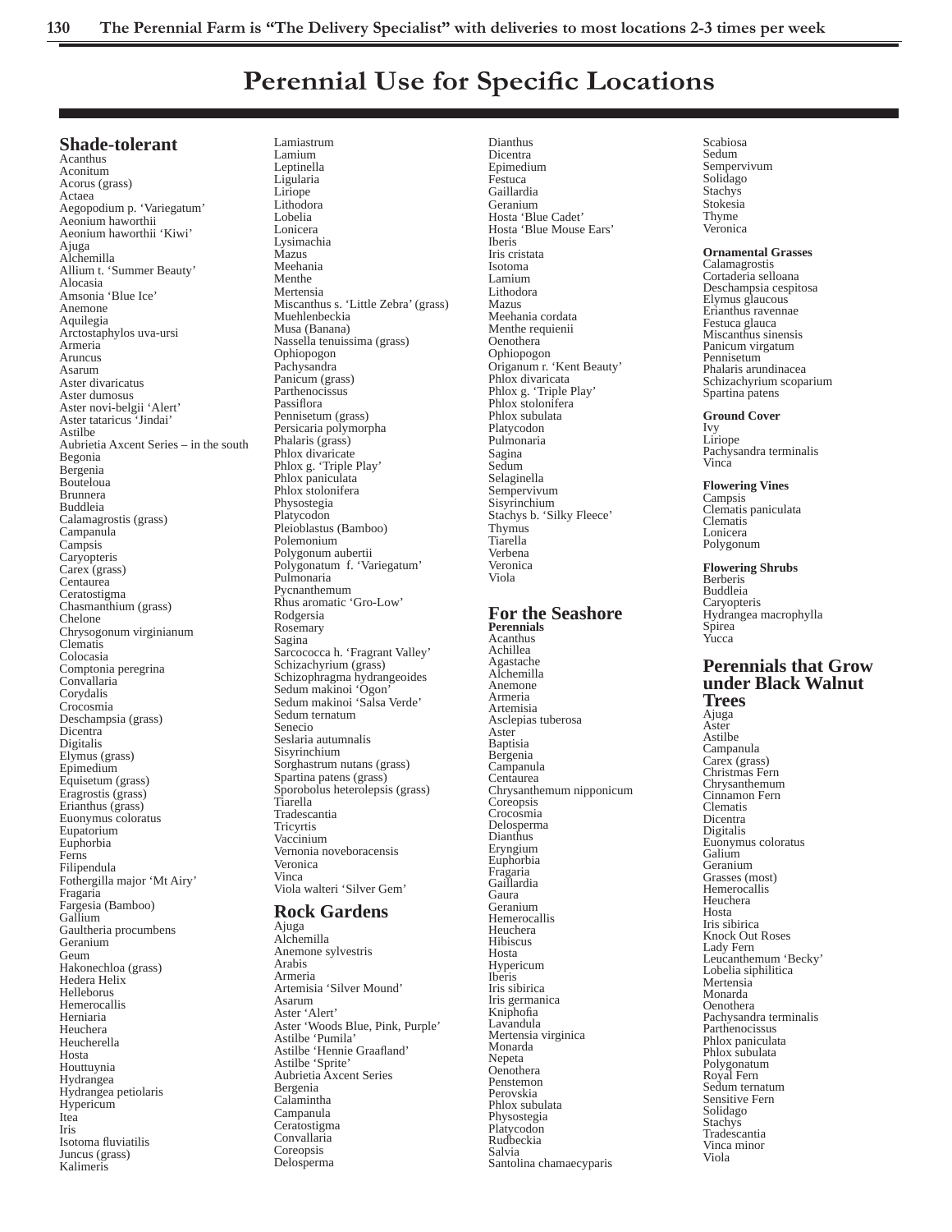# Perennial Use for Specific Locations

## Shade-tolerant

Acanthus
Aconitum
Acorus (grass)
Actaea
Aegopodium p. 'Variegatum'
Aeonium haworthii
Aeonium haworthii 'Kiwi'
Ajuga
Alchemilla
Allium t. 'Summer Beauty'
Alocasia
Amsonia 'Blue Ice'
Anemone
Aquilegia
Arctostaphylos uva-ursi
Armeria
Aruncus
Asarum
Aster divaricatus
Aster dumosus
Aster novi-belgii 'Alert'
Aster tataricus 'Jindai'
Astilbe
Aubrietia Axcent Series – in the south
Begonia
Bergenia
Bouteloua
Brunnera
Buddleia
Calamagrostis (grass)
Campanula
Campsis
Caryopteris
Carex (grass)
Centaurea
Ceratostigma
Chasmanthium (grass)
Chelone
Chrysogonum virginianum
Clematis
Colocasia
Comptonia peregrina
Convallaria
Corydalis
Crocosmia
Deschampsia (grass)
Dicentra
Digitalis
Elymus (grass)
Epimedium
Equisetum (grass)
Eragrostis (grass)
Erianthus (grass)
Euonymus coloratus
Eupatorium
Euphorbia
Ferns
Filipendula
Fothergilla major 'Mt Airy'
Fragaria
Fargesia (Bamboo)
Gallium
Gaultheria procumbens
Geranium
Geum
Hakonechloa (grass)
Hedera Helix
Helleborus
Hemerocallis
Herniaria
Heuchera
Heucherella
Hosta
Houttuynia
Hydrangea
Hydrangea petiolaris
Hypericum
Itea
Iris
Isotoma fluviatilis
Juncus (grass)
Kalimeris
Lamiastrum
Lamium
Leptinella
Ligularia
Liriope
Lithodora
Lobelia
Lonicera
Lysimachia
Mazus
Meehania
Menthe
Mertensia
Miscanthus s. 'Little Zebra' (grass)
Muehlenbeckia
Musa (Banana)
Nassella tenuissima (grass)
Ophiopogon
Pachysandra
Panicum (grass)
Parthenocissus
Passiflora
Pennisetum (grass)
Persicaria polymorpha
Phalaris (grass)
Phlox divaricate
Phlox g. 'Triple Play'
Phlox paniculata
Phlox stolonifera
Physostegia
Platycodon
Pleioblastus (Bamboo)
Polemonium
Polygonum aubertii
Polygonatum f. 'Variegatum'
Pulmonaria
Pycnanthemum
Rhus aromatic 'Gro-Low'
Rodgersia
Rosemary
Sagina
Sarcococca h. 'Fragrant Valley'
Schizachyrium (grass)
Schizophragma hydrangeoides
Sedum makinoi 'Ogon'
Sedum makinoi 'Salsa Verde'
Sedum ternatum
Senecio
Seslaria autumnalis
Sisyrinchium
Sorghastrum nutans (grass)
Spartina patens (grass)
Sporobolus heterolepsis (grass)
Tiarella
Tradescantia
Tricyrtis
Vaccinium
Vernonia noveboracensis
Veronica
Vinca
Viola walteri 'Silver Gem'

## Rock Gardens

Ajuga
Alchemilla
Anemone sylvestris
Arabis
Armeria
Artemisia 'Silver Mound'
Asarum
Aster 'Alert'
Aster 'Woods Blue, Pink, Purple'
Astilbe 'Pumila'
Astilbe 'Hennie Graafland'
Astilbe 'Sprite'
Aubrietia Axcent Series
Bergenia
Calamintha
Campanula
Ceratostigma
Convallaria
Coreopsis
Delosperma
Dianthus
Dicentra
Epimedium
Festuca
Gaillardia
Geranium
Hosta 'Blue Cadet'
Hosta 'Blue Mouse Ears'
Iberis
Iris cristata
Isotoma
Lamium
Lithodora
Mazus
Meehania cordata
Menthe requienii
Oenothera
Ophiopogon
Origanum r. 'Kent Beauty'
Phlox divaricata
Phlox g. 'Triple Play'
Phlox stolonifera
Phlox subulata
Platycodon
Pulmonaria
Sagina
Sedum
Selaginella
Sempervivum
Sisyrinchium
Stachys b. 'Silky Fleece'
Thymus
Tiarella
Verbena
Veronica
Viola

## For the Seashore

**Perennials**

Acanthus
Achillea
Agastache
Alchemilla
Anemone
Armeria
Artemisia
Asclepias tuberosa
Aster
Baptisia
Bergenia
Campanula
Centaurea
Chrysanthemum nipponicum
Coreopsis
Crocosmia
Delosperma
Dianthus
Eryngium
Euphorbia
Fragaria
Gaillardia
Gaura
Geranium
Hemerocallis
Heuchera
Hibiscus
Hosta
Hypericum
Iberis
Iris sibirica
Iris germanica
Kniphofia
Lavandula
Mertensia virginica
Monarda
Nepeta
Oenothera
Penstemon
Perovskia
Phlox subulata
Physostegia
Platycodon
Rudbeckia
Salvia
Santolina chamaecyparis
Scabiosa
Sedum
Sempervivum
Solidago
Stachys
Stokesia
Thyme
Veronica

**Ornamental Grasses**

Calamagrostis
Cortaderia selloana
Deschampsia cespitosa
Elymus glaucous
Erianthus ravennae
Festuca glauca
Miscanthus sinensis
Panicum virgatum
Pennisetum
Phalaris arundinacea
Schizachyrium scoparium
Spartina patens

**Ground Cover**

Ivy
Liriope
Pachysandra terminalis
Vinca

**Flowering Vines**

Campsis
Clematis paniculata
Clematis
Lonicera
Polygonum

**Flowering Shrubs**

Berberis
Buddleia
Caryopteris
Hydrangea macrophylla
Spirea
Yucca

## Perennials that Grow under Black Walnut Trees

Ajuga
Aster
Astilbe
Campanula
Carex (grass)
Christmas Fern
Chrysanthemum
Cinnamon Fern
Clematis
Dicentra
Digitalis
Euonymus coloratus
Galium
Geranium
Grasses (most)
Hemerocallis
Heuchera
Hosta
Iris sibirica
Knock Out Roses
Lady Fern
Leucanthemum 'Becky'
Lobelia siphilitica
Mertensia
Monarda
Oenothera
Pachysandra terminalis
Parthenocissus
Phlox paniculata
Phlox subulata
Polygonatum
Royal Fern
Sedum ternatum
Sensitive Fern
Solidago
Stachys
Tradescantia
Vinca minor
Viola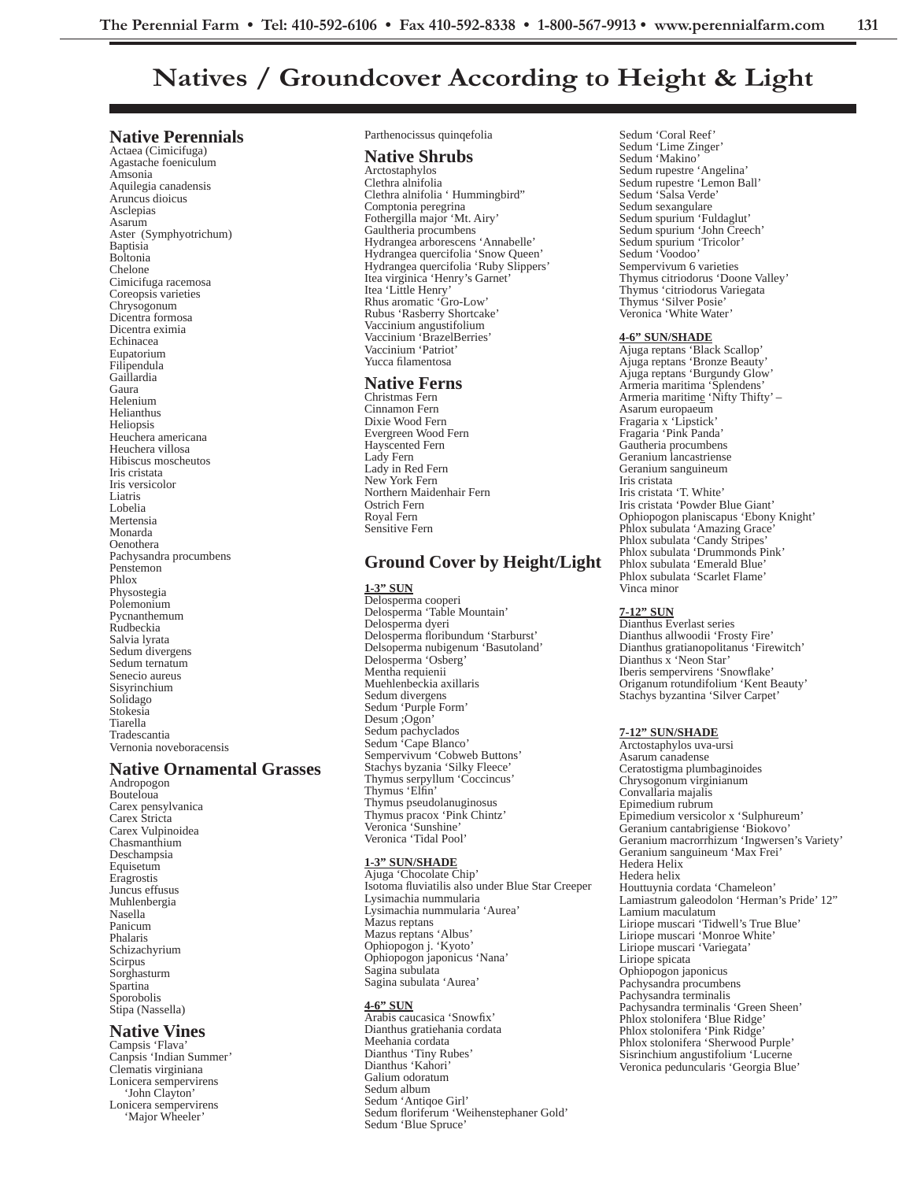# Natives / Groundcover According to Height & Light

## Native Perennials

Actaea (Cimicifuga)
Agastache foeniculum
Amsonia
Aquilegia canadensis
Aruncus dioicus
Asclepias
Asarum
Aster (Symphyotrichum)
Baptisia
Boltonia
Chelone
Cimicifuga racemosa
Coreopsis varieties
Chrysogonum
Dicentra formosa
Dicentra eximia
Echinacea
Eupatorium
Filipendula
Gaillardia
Gaura
Helenium
Helianthus
Heliopsis
Heuchera americana
Heuchera villosa
Hibiscus moscheutos
Iris cristata
Iris versicolor
Liatris
Lobelia
Mertensia
Monarda
Oenothera
Pachysandra procumbens
Penstemon
Phlox
Physostegia
Polemonium
Pycnanthemum
Rudbeckia
Salvia lyrata
Sedum divergens
Sedum ternatum
Senecio aureus
Sisyrinchium
Solidago
Stokesia
Tiarella
Tradescantia
Vernonia noveboracensis

## Native Ornamental Grasses

Andropogon
Bouteloua
Carex pensylvanica
Carex Stricta
Carex Vulpinoidea
Chasmanthium
Deschampsia
Equisetum
Eragrostis
Juncus effusus
Muhlenbergia
Nasella
Panicum
Phalaris
Schizachyrium
Scirpus
Sorghasturm
Spartina
Sporobolis
Stipa (Nassella)

## Native Vines

Campsis 'Flava'
Canpsis 'Indian Summer'
Clematis virginiana
Lonicera sempervirens 'John Clayton'
Lonicera sempervirens 'Major Wheeler'
Parthenocissus quinqefolia

## Native Shrubs

Arctostaphylos
Clethra alnifolia
Clethra alnifolia ' Hummingbird"
Comptonia peregrina
Fothergilla major 'Mt. Airy'
Gaultheria procumbens
Hydrangea arborescens 'Annabelle'
Hydrangea quercifolia 'Snow Queen'
Hydrangea quercifolia 'Ruby Slippers'
Itea virginica 'Henry's Garnet'
Itea 'Little Henry'
Rhus aromatic 'Gro-Low'
Rubus 'Rasberry Shortcake'
Vaccinium angustifolium
Vaccinium 'BrazelBerries'
Vaccinium 'Patriot'
Yucca filamentosa

## Native Ferns

Christmas Fern
Cinnamon Fern
Dixie Wood Fern
Evergreen Wood Fern
Hayscented Fern
Lady Fern
Lady in Red Fern
New York Fern
Northern Maidenhair Fern
Ostrich Fern
Royal Fern
Sensitive Fern

## Ground Cover by Height/Light

**1-3" SUN**

Delosperma cooperi
Delosperma 'Table Mountain'
Delosperma dyeri
Delosperma floribundum 'Starburst'
Delsoperma nubigenum 'Basutoland'
Delosperma 'Osberg'
Mentha requienii
Muehlenbeckia axillaris
Sedum divergens
Sedum 'Purple Form'
Desum ;Ogon'
Sedum pachyclados
Sedum 'Cape Blanco'
Sempervivum 'Cobweb Buttons'
Stachys byzania 'Silky Fleece'
Thymus serpyllum 'Coccincus'
Thymus 'Elfin'
Thymus pseudolanuginosus
Thymus pracox 'Pink Chintz'
Veronica 'Sunshine'
Veronica 'Tidal Pool'

**1-3" SUN/SHADE**

Ajuga 'Chocolate Chip'
Isotoma fluviatilis also under Blue Star Creeper
Lysimachia nummularia
Lysimachia nummularia 'Aurea'
Mazus reptans
Mazus reptans 'Albus'
Ophiopogon j. 'Kyoto'
Ophiopogon japonicus 'Nana'
Sagina subulata
Sagina subulata 'Aurea'

**4-6" SUN**

Arabis caucasica 'Snowfix'
Dianthus gratiehania cordata
Meehania cordata
Dianthus 'Tiny Rubes'
Dianthus 'Kahori'
Galium odoratum
Sedum album
Sedum 'Antiqoe Girl'
Sedum floriferum 'Weihenstephaner Gold'
Sedum 'Blue Spruce'
Sedum 'Coral Reef'
Sedum 'Lime Zinger'
Sedum 'Makino'
Sedum rupestre 'Angelina'
Sedum rupestre 'Lemon Ball'
Sedum 'Salsa Verde'
Sedum sexangulare
Sedum spurium 'Fuldaglut'
Sedum spurium 'John Creech'
Sedum spurium 'Tricolor'
Sedum 'Voodoo'
Sempervivum 6 varieties
Thymus citriodorus 'Doone Valley'
Thymus 'citriodorus Variegata
Thymus 'Silver Posie'
Veronica 'White Water'

**4-6" SUN/SHADE**

Ajuga reptans 'Black Scallop'
Ajuga reptans 'Bronze Beauty'
Ajuga reptans 'Burgundy Glow'
Armeria maritima 'Splendens'
Armeria maritime 'Nifty Thifty' –
Asarum europaeum
Fragaria x 'Lipstick'
Fragaria 'Pink Panda'
Gautheria procumbens
Geranium lancastriense
Geranium sanguineum
Iris cristata
Iris cristata 'T. White'
Iris cristata 'Powder Blue Giant'
Ophiopogon planiscapus 'Ebony Knight'
Phlox subulata 'Amazing Grace'
Phlox subulata 'Candy Stripes'
Phlox subulata 'Drummonds Pink'
Phlox subulata 'Emerald Blue'
Phlox subulata 'Scarlet Flame'
Vinca minor

**7-12" SUN**

Dianthus Everlast series
Dianthus allwoodii 'Frosty Fire'
Dianthus gratianopolitanus 'Firewitch'
Dianthus x 'Neon Star'
Iberis sempervirens 'Snowflake'
Origanum rotundifolium 'Kent Beauty'
Stachys byzantina 'Silver Carpet'

**7-12" SUN/SHADE**

Arctostaphylos uva-ursi
Asarum canadense
Ceratostigma plumbaginoides
Chrysogonum virginianum
Convallaria majalis
Epimedium rubrum
Epimedium versicolor x 'Sulphureum'
Geranium cantabrigiense 'Biokovo'
Geranium macrorrhizum 'Ingwersen's Variety'
Geranium sanguineum 'Max Frei'
Hedera Helix
Hedera helix
Houttuynia cordata 'Chameleon'
Lamiastrum galeodolon 'Herman's Pride' 12"
Lamium maculatum
Liriope muscari 'Tidwell's True Blue'
Liriope muscari 'Monroe White'
Liriope muscari 'Variegata'
Liriope spicata
Ophiopogon japonicus
Pachysandra procumbens
Pachysandra terminalis
Pachysandra terminalis 'Green Sheen'
Phlox stolonifera 'Blue Ridge'
Phlox stolonifera 'Pink Ridge'
Phlox stolonifera 'Sherwood Purple'
Sisrinchium angustifolium 'Lucerne
Veronica peduncularis 'Georgia Blue'